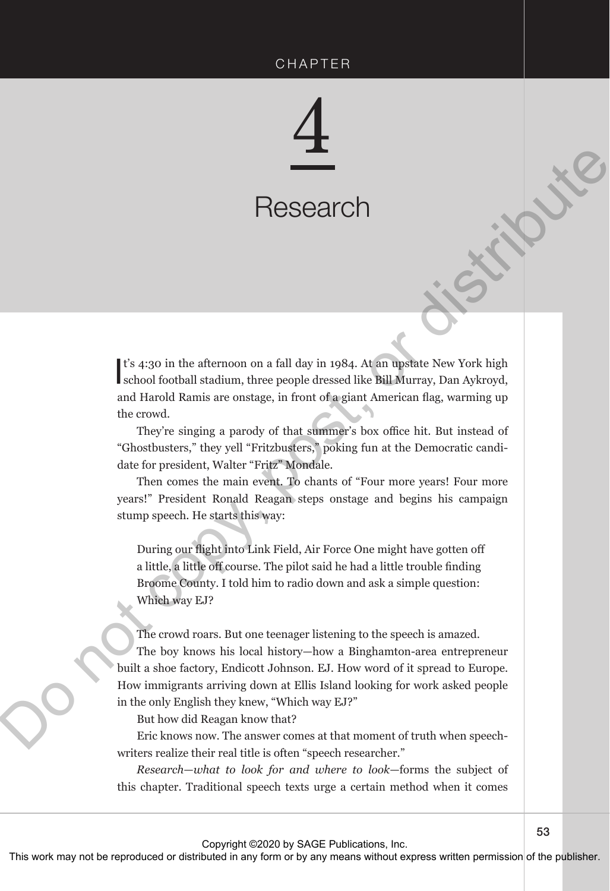# CHAPTER 4

# Research

It's 4:30 in the afternoon on a fall day in 1984. At an upstate New York high school football stadium, three people dressed like Bill Murray, Dan Aykroyd, and Harold Ramis are onstage, in front of a giant American flag, warming up the crowd.

They're singing a parody of that summer's box office hit. But instead of "Ghostbusters," they yell "Fritzbusters," poking fun at the Democratic candidate for president, Walter "Fritz" Mondale.

Then comes the main event. To chants of "Four more years! Four more years!" President Ronald Reagan steps onstage and begins his campaign stump speech. He starts this way:

> During our flight into Link Field, Air Force One might have gotten off a little, a little off course. The pilot said he had a little trouble finding Broome County. I told him to radio down and ask a simple question: Which way EJ?

The crowd roars. But one teenager listening to the speech is amazed.

The boy knows his local history—how a Binghamton-area entrepreneur built a shoe factory, Endicott Johnson. EJ. How word of it spread to Europe. How immigrants arriving down at Ellis Island looking for work asked people in the only English they knew, "Which way EJ?"

But how did Reagan know that?

Eric knows now. The answer comes at that moment of truth when speechwriters realize their real title is often "speech researcher."

*Research—what to look for and where to look—*forms the subject of this chapter. Traditional speech texts urge a certain method when it comes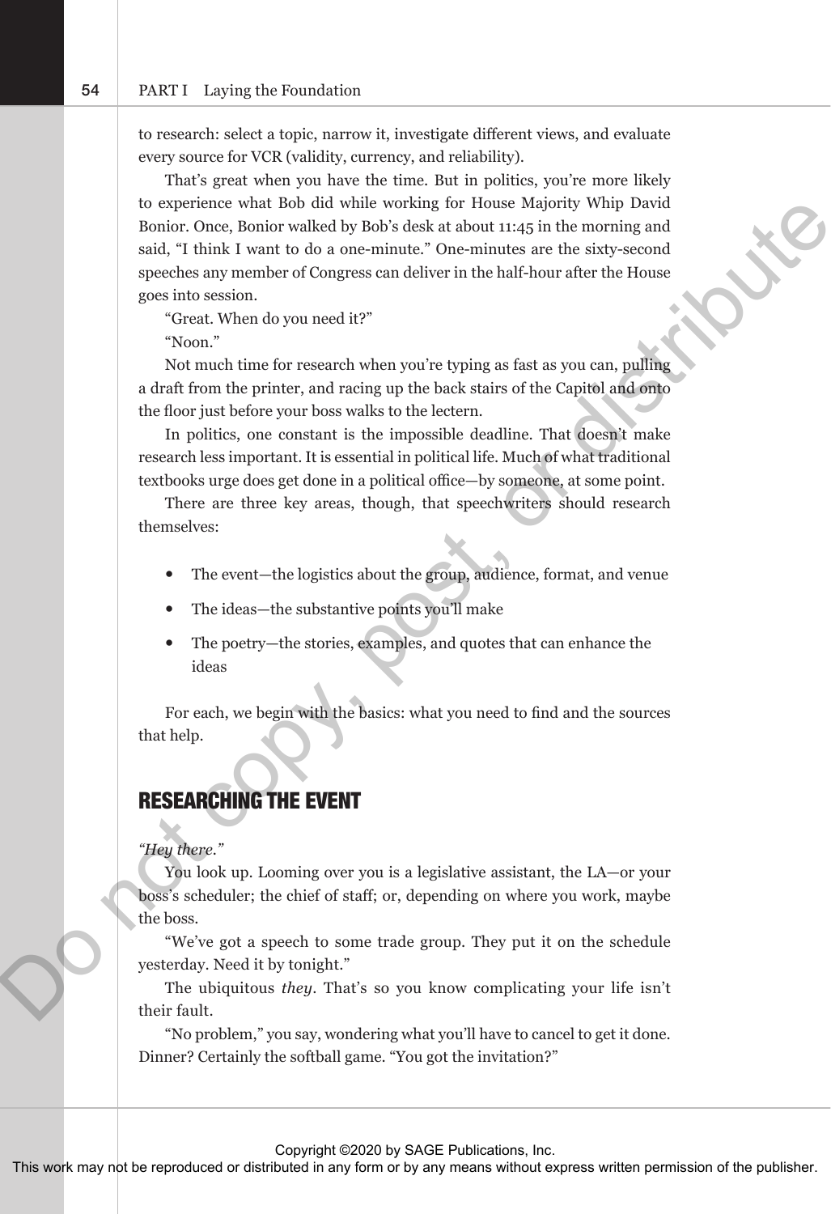to research: select a topic, narrow it, investigate different views, and evaluate every source for VCR (validity, currency, and reliability).

That's great when you have the time. But in politics, you're more likely to experience what Bob did while working for House Majority Whip David Bonior. Once, Bonior walked by Bob's desk at about 11:45 in the morning and said, "I think I want to do a one-minute." One-minutes are the sixty-second speeches any member of Congress can deliver in the half-hour after the House goes into session.

"Great. When do you need it?"

"Noon."

Not much time for research when you're typing as fast as you can, pulling a draft from the printer, and racing up the back stairs of the Capitol and onto the floor just before your boss walks to the lectern.

In politics, one constant is the impossible deadline. That doesn't make research less important. It is essential in political life. Much of what traditional textbooks urge does get done in a political office—by someone, at some point.

There are three key areas, though, that speechwriters should research themselves:

- The event—the logistics about the group, audience, format, and venue
- The ideas—the substantive points you'll make
- The poetry—the stories, examples, and quotes that can enhance the ideas

For each, we begin with the basics: what you need to find and the sources that help.

## RESEARCHING THE EVENT

*"Hey there."*

You look up. Looming over you is a legislative assistant, the LA—or your boss's scheduler; the chief of staff; or, depending on where you work, maybe the boss.

"We've got a speech to some trade group. They put it on the schedule yesterday. Need it by tonight."

The ubiquitous *they*. That's so you know complicating your life isn't their fault.

"No problem," you say, wondering what you'll have to cancel to get it done. Dinner? Certainly the softball game. "You got the invitation?"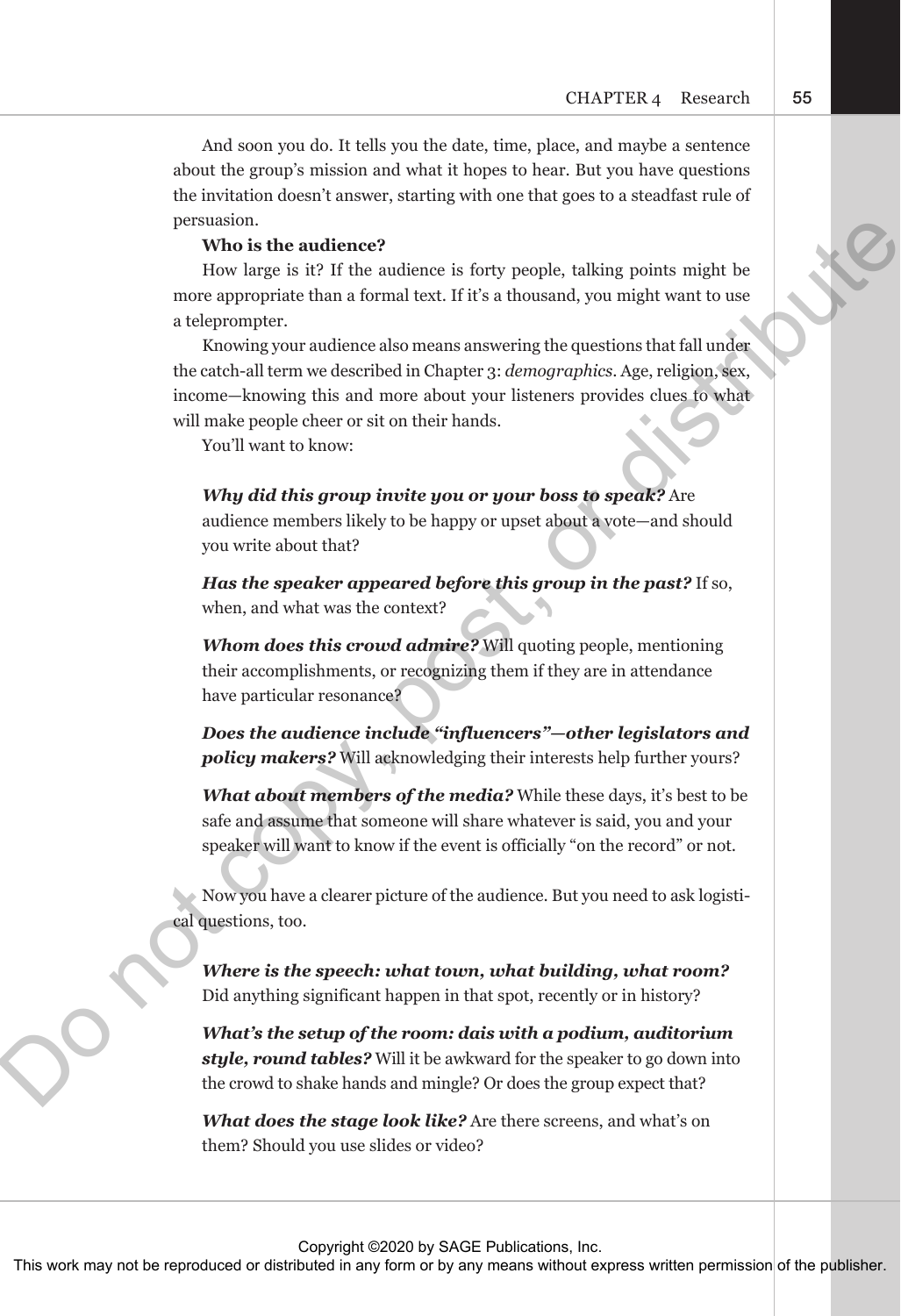And soon you do. It tells you the date, time, place, and maybe a sentence about the group's mission and what it hopes to hear. But you have questions the invitation doesn't answer, starting with one that goes to a steadfast rule of persuasion.

**Who is the audience?**

How large is it? If the audience is forty people, talking points might be more appropriate than a formal text. If it's a thousand, you might want to use a teleprompter.

Knowing your audience also means answering the questions that fall under the catch-all term we described in Chapter 3: *demographics*. Age, religion, sex, income—knowing this and more about your listeners provides clues to what will make people cheer or sit on their hands.

You'll want to know:

***Why did this group invite you or your boss to speak?*** Are audience members likely to be happy or upset about a vote—and should you write about that?

***Has the speaker appeared before this group in the past?*** If so, when, and what was the context?

***Whom does this crowd admire?*** Will quoting people, mentioning their accomplishments, or recognizing them if they are in attendance have particular resonance?

***Does the audience include "influencers"—other legislators and policy makers?*** Will acknowledging their interests help further yours?

***What about members of the media?*** While these days, it's best to be safe and assume that someone will share whatever is said, you and your speaker will want to know if the event is officially "on the record" or not.

Now you have a clearer picture of the audience. But you need to ask logistical questions, too.

***Where is the speech: what town, what building, what room?*** Did anything significant happen in that spot, recently or in history?

***What's the setup of the room: dais with a podium, auditorium style, round tables?*** Will it be awkward for the speaker to go down into the crowd to shake hands and mingle? Or does the group expect that?

***What does the stage look like?*** Are there screens, and what's on them? Should you use slides or video?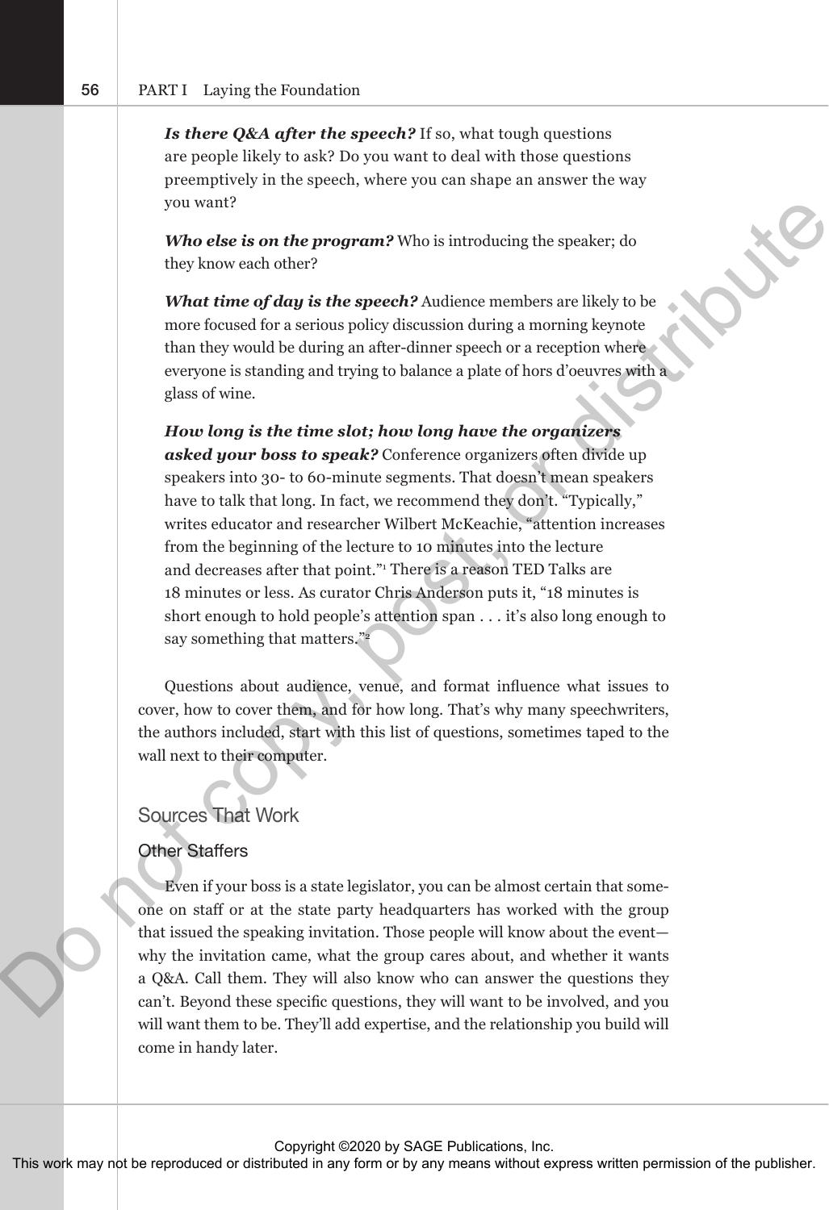***Is there Q&A after the speech?*** If so, what tough questions are people likely to ask? Do you want to deal with those questions preemptively in the speech, where you can shape an answer the way you want?

***Who else is on the program?*** Who is introducing the speaker; do they know each other?

***What time of day is the speech?*** Audience members are likely to be more focused for a serious policy discussion during a morning keynote than they would be during an after-dinner speech or a reception where everyone is standing and trying to balance a plate of hors d'oeuvres with a glass of wine.

***How long is the time slot; how long have the organizers asked your boss to speak?*** Conference organizers often divide up speakers into 30- to 60-minute segments. That doesn't mean speakers have to talk that long. In fact, we recommend they don't. "Typically," writes educator and researcher Wilbert McKeachie, "attention increases from the beginning of the lecture to 10 minutes into the lecture and decreases after that point."[1] There is a reason TED Talks are 18 minutes or less. As curator Chris Anderson puts it, "18 minutes is short enough to hold people's attention span . . . it's also long enough to say something that matters."[2]

Questions about audience, venue, and format influence what issues to cover, how to cover them, and for how long. That's why many speechwriters, the authors included, start with this list of questions, sometimes taped to the wall next to their computer.

## Sources That Work

### Other Staffers

Even if your boss is a state legislator, you can be almost certain that someone on staff or at the state party headquarters has worked with the group that issued the speaking invitation. Those people will know about the event—why the invitation came, what the group cares about, and whether it wants a Q&A. Call them. They will also know who can answer the questions they can't. Beyond these specific questions, they will want to be involved, and you will want them to be. They'll add expertise, and the relationship you build will come in handy later.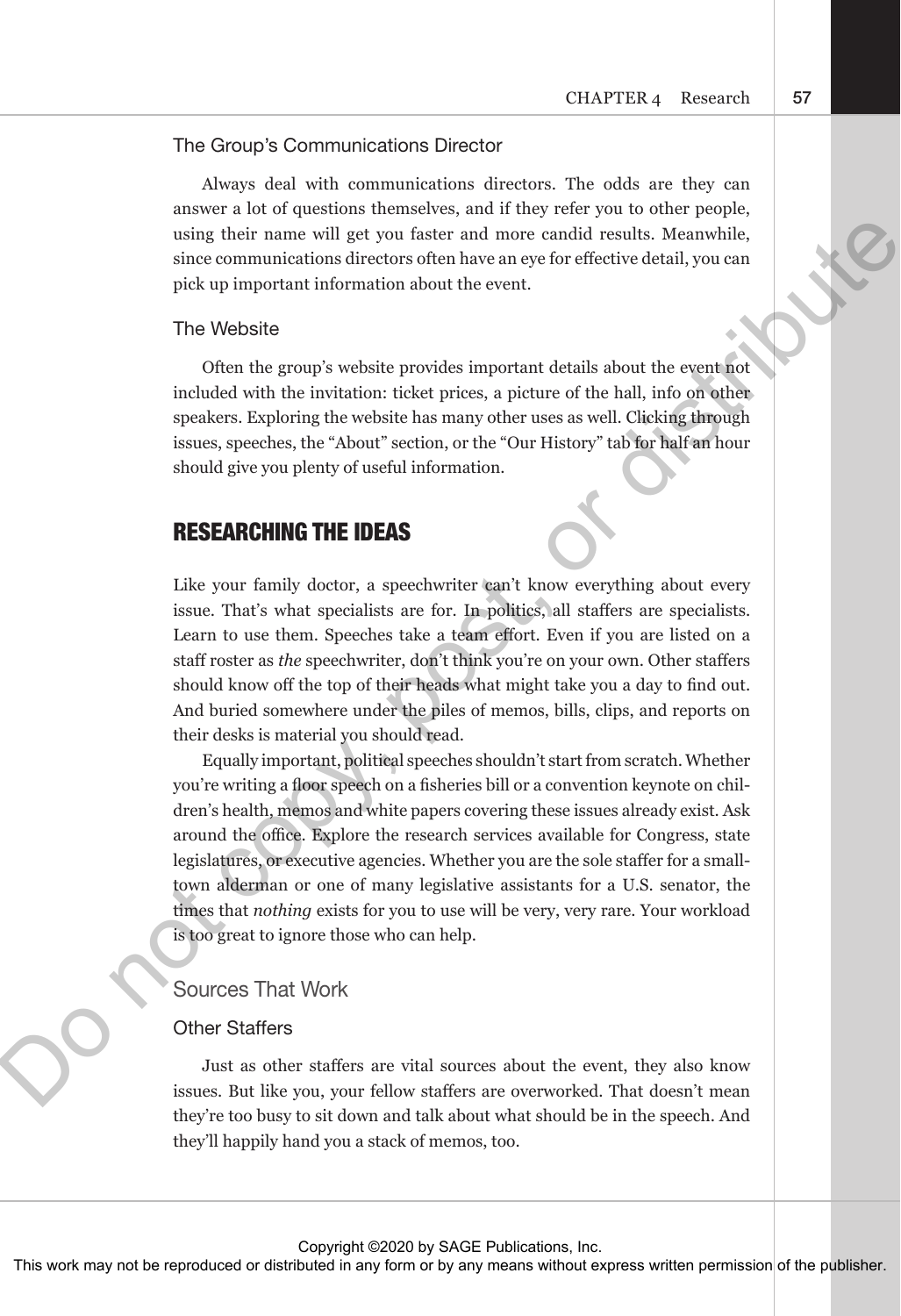### The Group's Communications Director

Always deal with communications directors. The odds are they can answer a lot of questions themselves, and if they refer you to other people, using their name will get you faster and more candid results. Meanwhile, since communications directors often have an eye for effective detail, you can pick up important information about the event.

### The Website

Often the group's website provides important details about the event not included with the invitation: ticket prices, a picture of the hall, info on other speakers. Exploring the website has many other uses as well. Clicking through issues, speeches, the "About" section, or the "Our History" tab for half an hour should give you plenty of useful information.

## RESEARCHING THE IDEAS

Like your family doctor, a speechwriter can't know everything about every issue. That's what specialists are for. In politics, all staffers are specialists. Learn to use them. Speeches take a team effort. Even if you are listed on a staff roster as *the* speechwriter, don't think you're on your own. Other staffers should know off the top of their heads what might take you a day to find out. And buried somewhere under the piles of memos, bills, clips, and reports on their desks is material you should read.

Equally important, political speeches shouldn't start from scratch. Whether you're writing a floor speech on a fisheries bill or a convention keynote on children's health, memos and white papers covering these issues already exist. Ask around the office. Explore the research services available for Congress, state legislatures, or executive agencies. Whether you are the sole staffer for a small-town alderman or one of many legislative assistants for a U.S. senator, the times that *nothing* exists for you to use will be very, very rare. Your workload is too great to ignore those who can help.

### Sources That Work

#### Other Staffers

Just as other staffers are vital sources about the event, they also know issues. But like you, your fellow staffers are overworked. That doesn't mean they're too busy to sit down and talk about what should be in the speech. And they'll happily hand you a stack of memos, too.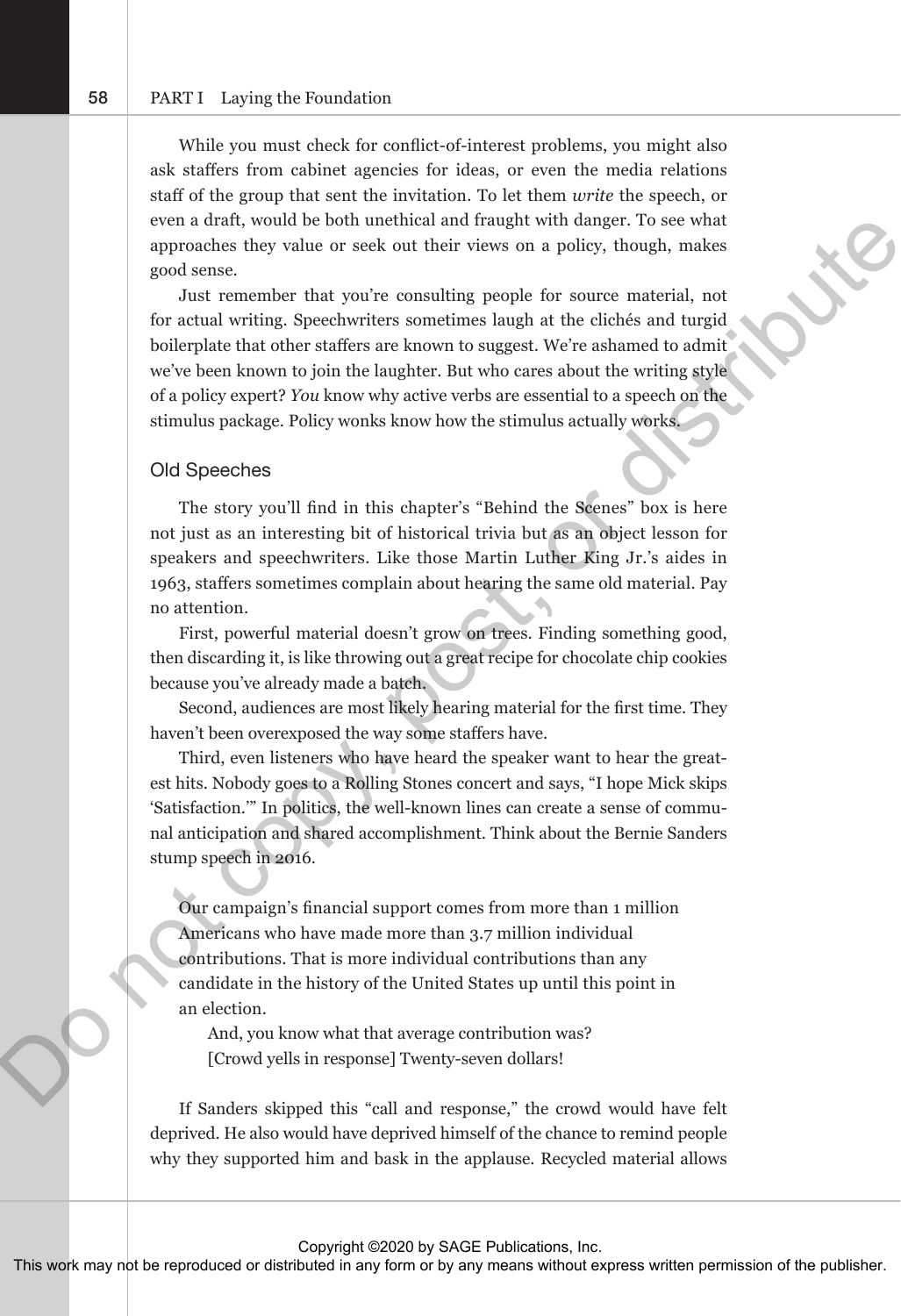While you must check for conflict-of-interest problems, you might also ask staffers from cabinet agencies for ideas, or even the media relations staff of the group that sent the invitation. To let them *write* the speech, or even a draft, would be both unethical and fraught with danger. To see what approaches they value or seek out their views on a policy, though, makes good sense.

Just remember that you're consulting people for source material, not for actual writing. Speechwriters sometimes laugh at the clichés and turgid boilerplate that other staffers are known to suggest. We're ashamed to admit we've been known to join the laughter. But who cares about the writing style of a policy expert? *You* know why active verbs are essential to a speech on the stimulus package. Policy wonks know how the stimulus actually works.

### Old Speeches

The story you'll find in this chapter's "Behind the Scenes" box is here not just as an interesting bit of historical trivia but as an object lesson for speakers and speechwriters. Like those Martin Luther King Jr.'s aides in 1963, staffers sometimes complain about hearing the same old material. Pay no attention.

First, powerful material doesn't grow on trees. Finding something good, then discarding it, is like throwing out a great recipe for chocolate chip cookies because you've already made a batch.

Second, audiences are most likely hearing material for the first time. They haven't been overexposed the way some staffers have.

Third, even listeners who have heard the speaker want to hear the greatest hits. Nobody goes to a Rolling Stones concert and says, "I hope Mick skips 'Satisfaction.'" In politics, the well-known lines can create a sense of communal anticipation and shared accomplishment. Think about the Bernie Sanders stump speech in 2016.

> Our campaign's financial support comes from more than 1 million Americans who have made more than 3.7 million individual contributions. That is more individual contributions than any candidate in the history of the United States up until this point in an election.
>
> And, you know what that average contribution was?
>
> [Crowd yells in response] Twenty-seven dollars!

If Sanders skipped this "call and response," the crowd would have felt deprived. He also would have deprived himself of the chance to remind people why they supported him and bask in the applause. Recycled material allows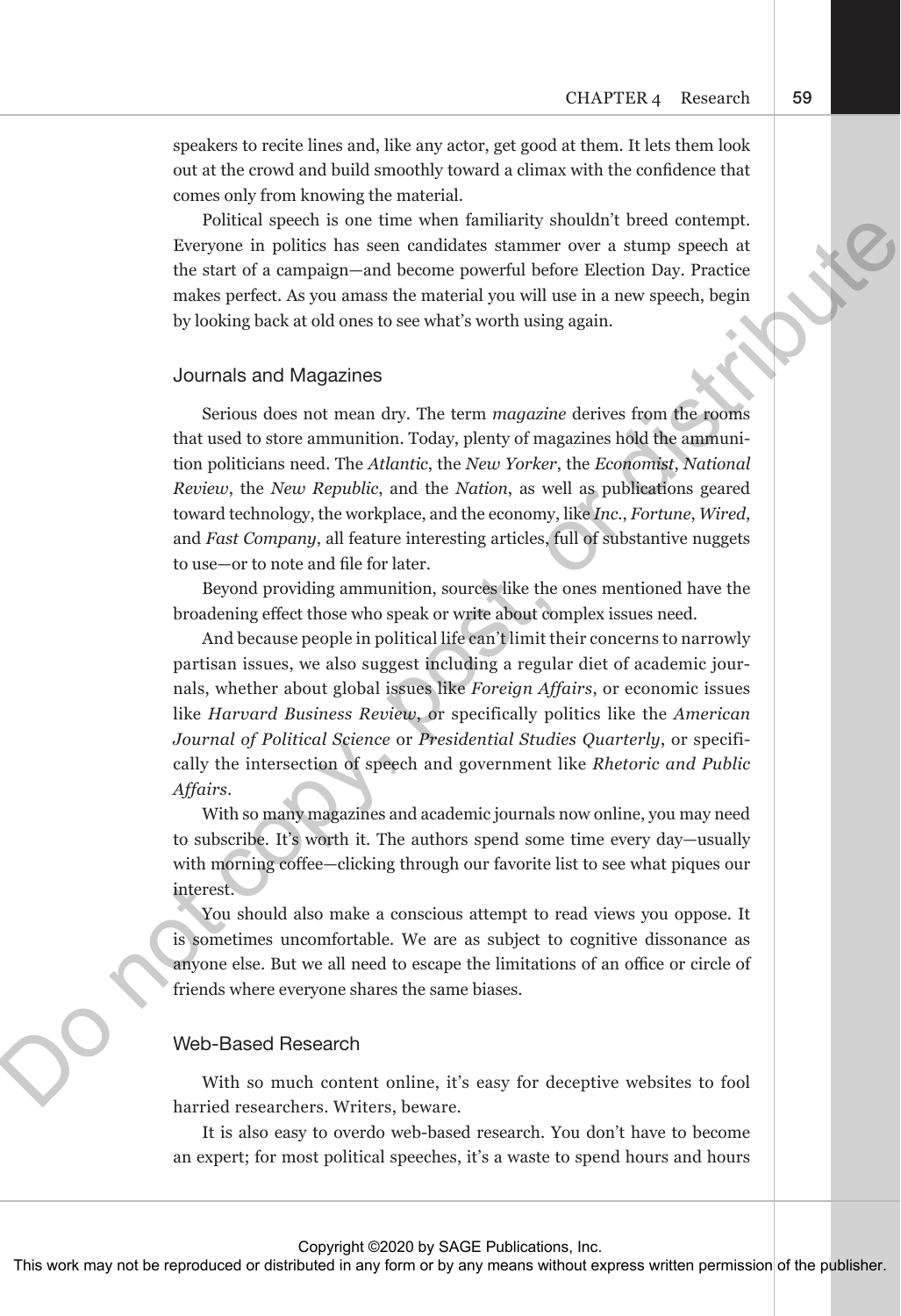speakers to recite lines and, like any actor, get good at them. It lets them look out at the crowd and build smoothly toward a climax with the confidence that comes only from knowing the material.

Political speech is one time when familiarity shouldn't breed contempt. Everyone in politics has seen candidates stammer over a stump speech at the start of a campaign—and become powerful before Election Day. Practice makes perfect. As you amass the material you will use in a new speech, begin by looking back at old ones to see what's worth using again.

### Journals and Magazines

Serious does not mean dry. The term *magazine* derives from the rooms that used to store ammunition. Today, plenty of magazines hold the ammunition politicians need. The *Atlantic*, the *New Yorker*, the *Economist*, *National Review*, the *New Republic*, and the *Nation*, as well as publications geared toward technology, the workplace, and the economy, like *Inc.*, *Fortune*, *Wired*, and *Fast Company*, all feature interesting articles, full of substantive nuggets to use—or to note and file for later.

Beyond providing ammunition, sources like the ones mentioned have the broadening effect those who speak or write about complex issues need.

And because people in political life can't limit their concerns to narrowly partisan issues, we also suggest including a regular diet of academic journals, whether about global issues like *Foreign Affairs*, or economic issues like *Harvard Business Review*, or specifically politics like the *American Journal of Political Science* or *Presidential Studies Quarterly*, or specifically the intersection of speech and government like *Rhetoric and Public Affairs*.

With so many magazines and academic journals now online, you may need to subscribe. It's worth it. The authors spend some time every day—usually with morning coffee—clicking through our favorite list to see what piques our interest.

You should also make a conscious attempt to read views you oppose. It is sometimes uncomfortable. We are as subject to cognitive dissonance as anyone else. But we all need to escape the limitations of an office or circle of friends where everyone shares the same biases.

### Web-Based Research

With so much content online, it's easy for deceptive websites to fool harried researchers. Writers, beware.

It is also easy to overdo web-based research. You don't have to become an expert; for most political speeches, it's a waste to spend hours and hours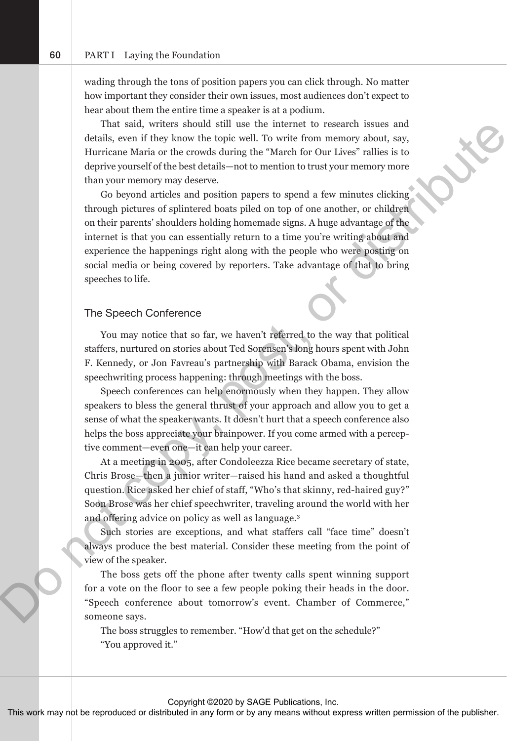wading through the tons of position papers you can click through. No matter how important they consider their own issues, most audiences don't expect to hear about them the entire time a speaker is at a podium.

That said, writers should still use the internet to research issues and details, even if they know the topic well. To write from memory about, say, Hurricane Maria or the crowds during the "March for Our Lives" rallies is to deprive yourself of the best details—not to mention to trust your memory more than your memory may deserve.

Go beyond articles and position papers to spend a few minutes clicking through pictures of splintered boats piled on top of one another, or children on their parents' shoulders holding homemade signs. A huge advantage of the internet is that you can essentially return to a time you're writing about and experience the happenings right along with the people who were posting on social media or being covered by reporters. Take advantage of that to bring speeches to life.

## The Speech Conference

You may notice that so far, we haven't referred to the way that political staffers, nurtured on stories about Ted Sorensen's long hours spent with John F. Kennedy, or Jon Favreau's partnership with Barack Obama, envision the speechwriting process happening: through meetings with the boss.

Speech conferences can help enormously when they happen. They allow speakers to bless the general thrust of your approach and allow you to get a sense of what the speaker wants. It doesn't hurt that a speech conference also helps the boss appreciate your brainpower. If you come armed with a perceptive comment—even one—it can help your career.

At a meeting in 2005, after Condoleezza Rice became secretary of state, Chris Brose—then a junior writer—raised his hand and asked a thoughtful question. Rice asked her chief of staff, "Who's that skinny, red-haired guy?" Soon Brose was her chief speechwriter, traveling around the world with her and offering advice on policy as well as language.[3]

Such stories are exceptions, and what staffers call "face time" doesn't always produce the best material. Consider these meeting from the point of view of the speaker.

The boss gets off the phone after twenty calls spent winning support for a vote on the floor to see a few people poking their heads in the door. "Speech conference about tomorrow's event. Chamber of Commerce," someone says.

The boss struggles to remember. "How'd that get on the schedule?"

"You approved it."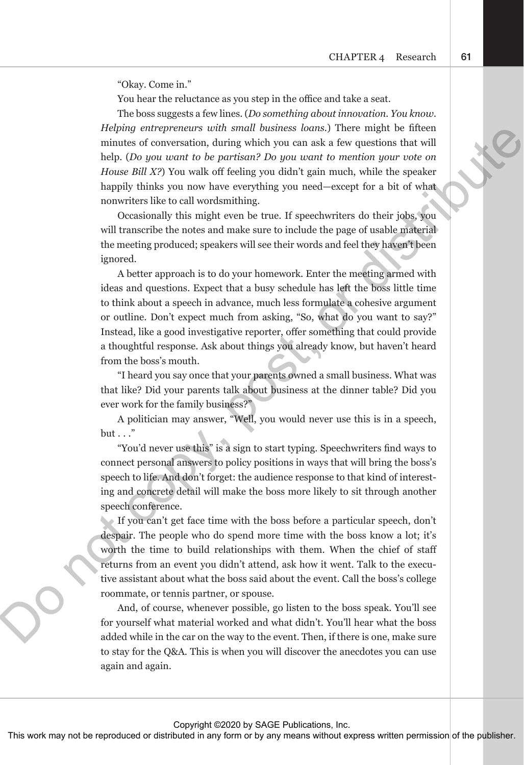"Okay. Come in."

You hear the reluctance as you step in the office and take a seat.

The boss suggests a few lines. (*Do something about innovation. You know. Helping entrepreneurs with small business loans.*) There might be fifteen minutes of conversation, during which you can ask a few questions that will help. (*Do you want to be partisan? Do you want to mention your vote on House Bill X?*) You walk off feeling you didn't gain much, while the speaker happily thinks you now have everything you need—except for a bit of what nonwriters like to call wordsmithing.

Occasionally this might even be true. If speechwriters do their jobs, you will transcribe the notes and make sure to include the page of usable material the meeting produced; speakers will see their words and feel they haven't been ignored.

A better approach is to do your homework. Enter the meeting armed with ideas and questions. Expect that a busy schedule has left the boss little time to think about a speech in advance, much less formulate a cohesive argument or outline. Don't expect much from asking, "So, what do you want to say?" Instead, like a good investigative reporter, offer something that could provide a thoughtful response. Ask about things you already know, but haven't heard from the boss's mouth.

"I heard you say once that your parents owned a small business. What was that like? Did your parents talk about business at the dinner table? Did you ever work for the family business?"

A politician may answer, "Well, you would never use this is in a speech, but . . ."

"You'd never use this" is a sign to start typing. Speechwriters find ways to connect personal answers to policy positions in ways that will bring the boss's speech to life. And don't forget: the audience response to that kind of interesting and concrete detail will make the boss more likely to sit through another speech conference.

If you can't get face time with the boss before a particular speech, don't despair. The people who do spend more time with the boss know a lot; it's worth the time to build relationships with them. When the chief of staff returns from an event you didn't attend, ask how it went. Talk to the executive assistant about what the boss said about the event. Call the boss's college roommate, or tennis partner, or spouse.

And, of course, whenever possible, go listen to the boss speak. You'll see for yourself what material worked and what didn't. You'll hear what the boss added while in the car on the way to the event. Then, if there is one, make sure to stay for the Q&A. This is when you will discover the anecdotes you can use again and again.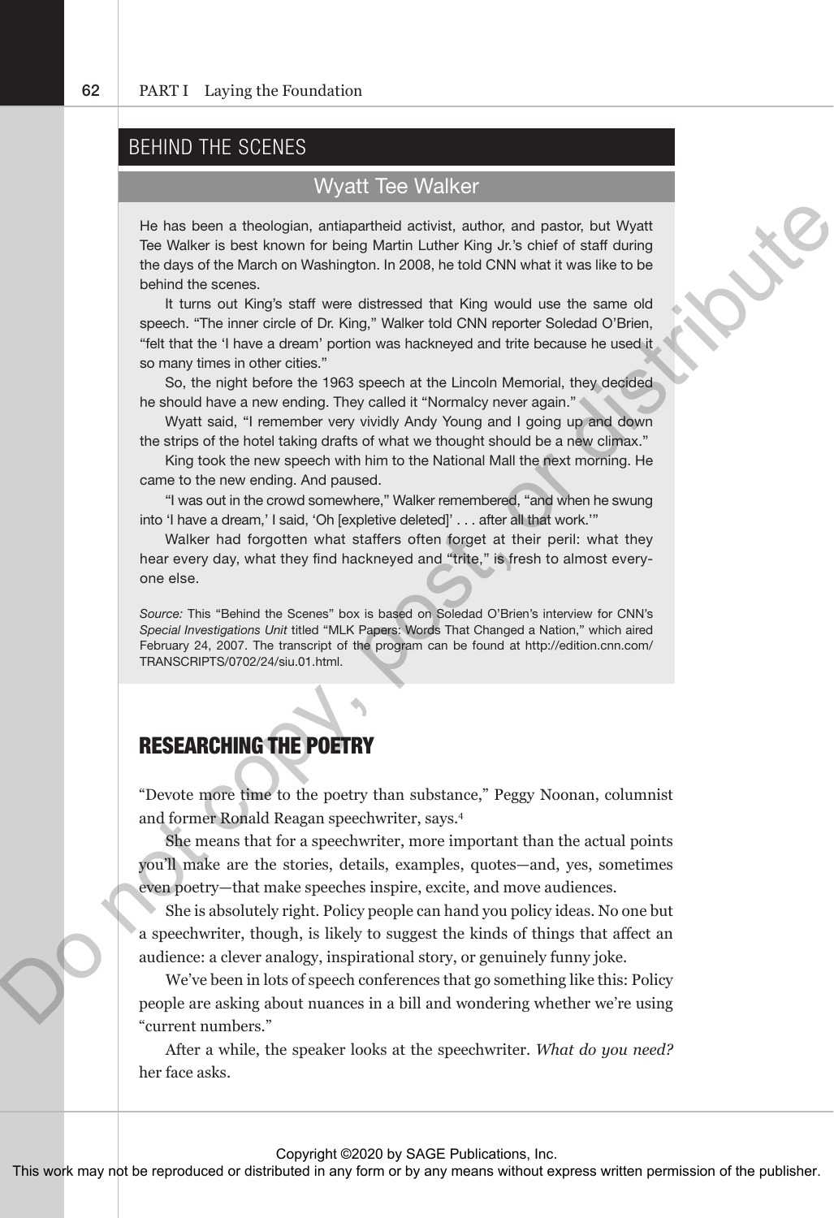## BEHIND THE SCENES

### Wyatt Tee Walker

He has been a theologian, antiapartheid activist, author, and pastor, but Wyatt Tee Walker is best known for being Martin Luther King Jr.'s chief of staff during the days of the March on Washington. In 2008, he told CNN what it was like to be behind the scenes.

It turns out King's staff were distressed that King would use the same old speech. "The inner circle of Dr. King," Walker told CNN reporter Soledad O'Brien, "felt that the 'I have a dream' portion was hackneyed and trite because he used it so many times in other cities."

So, the night before the 1963 speech at the Lincoln Memorial, they decided he should have a new ending. They called it "Normalcy never again."

Wyatt said, "I remember very vividly Andy Young and I going up and down the strips of the hotel taking drafts of what we thought should be a new climax."

King took the new speech with him to the National Mall the next morning. He came to the new ending. And paused.

"I was out in the crowd somewhere," Walker remembered, "and when he swung into 'I have a dream,' I said, 'Oh [expletive deleted]' . . . after all that work.'"

Walker had forgotten what staffers often forget at their peril: what they hear every day, what they find hackneyed and "trite," is fresh to almost everyone else.

*Source:* This "Behind the Scenes" box is based on Soledad O'Brien's interview for CNN's *Special Investigations Unit* titled "MLK Papers: Words That Changed a Nation," which aired February 24, 2007. The transcript of the program can be found at http://edition.cnn.com/TRANSCRIPTS/0702/24/siu.01.html.

## RESEARCHING THE POETRY

"Devote more time to the poetry than substance," Peggy Noonan, columnist and former Ronald Reagan speechwriter, says.[4]

She means that for a speechwriter, more important than the actual points you'll make are the stories, details, examples, quotes—and, yes, sometimes even poetry—that make speeches inspire, excite, and move audiences.

She is absolutely right. Policy people can hand you policy ideas. No one but a speechwriter, though, is likely to suggest the kinds of things that affect an audience: a clever analogy, inspirational story, or genuinely funny joke.

We've been in lots of speech conferences that go something like this: Policy people are asking about nuances in a bill and wondering whether we're using "current numbers."

After a while, the speaker looks at the speechwriter. *What do you need?* her face asks.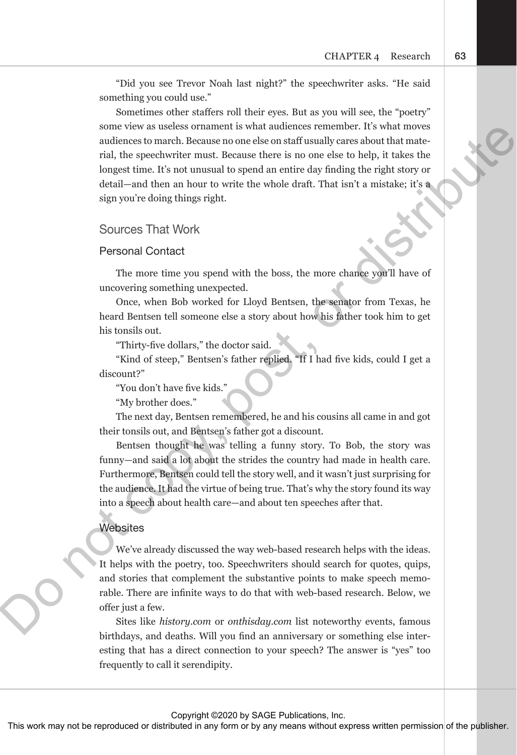"Did you see Trevor Noah last night?" the speechwriter asks. "He said something you could use."

Sometimes other staffers roll their eyes. But as you will see, the "poetry" some view as useless ornament is what audiences remember. It's what moves audiences to march. Because no one else on staff usually cares about that material, the speechwriter must. Because there is no one else to help, it takes the longest time. It's not unusual to spend an entire day finding the right story or detail—and then an hour to write the whole draft. That isn't a mistake; it's a sign you're doing things right.

## Sources That Work

### Personal Contact

The more time you spend with the boss, the more chance you'll have of uncovering something unexpected.

Once, when Bob worked for Lloyd Bentsen, the senator from Texas, he heard Bentsen tell someone else a story about how his father took him to get his tonsils out.

"Thirty-five dollars," the doctor said.

"Kind of steep," Bentsen's father replied. "If I had five kids, could I get a discount?"

"You don't have five kids."

"My brother does."

The next day, Bentsen remembered, he and his cousins all came in and got their tonsils out, and Bentsen's father got a discount.

Bentsen thought he was telling a funny story. To Bob, the story was funny—and said a lot about the strides the country had made in health care. Furthermore, Bentsen could tell the story well, and it wasn't just surprising for the audience. It had the virtue of being true. That's why the story found its way into a speech about health care—and about ten speeches after that.

### Websites

We've already discussed the way web-based research helps with the ideas. It helps with the poetry, too. Speechwriters should search for quotes, quips, and stories that complement the substantive points to make speech memorable. There are infinite ways to do that with web-based research. Below, we offer just a few.

Sites like *history.com* or *onthisday.com* list noteworthy events, famous birthdays, and deaths. Will you find an anniversary or something else interesting that has a direct connection to your speech? The answer is "yes" too frequently to call it serendipity.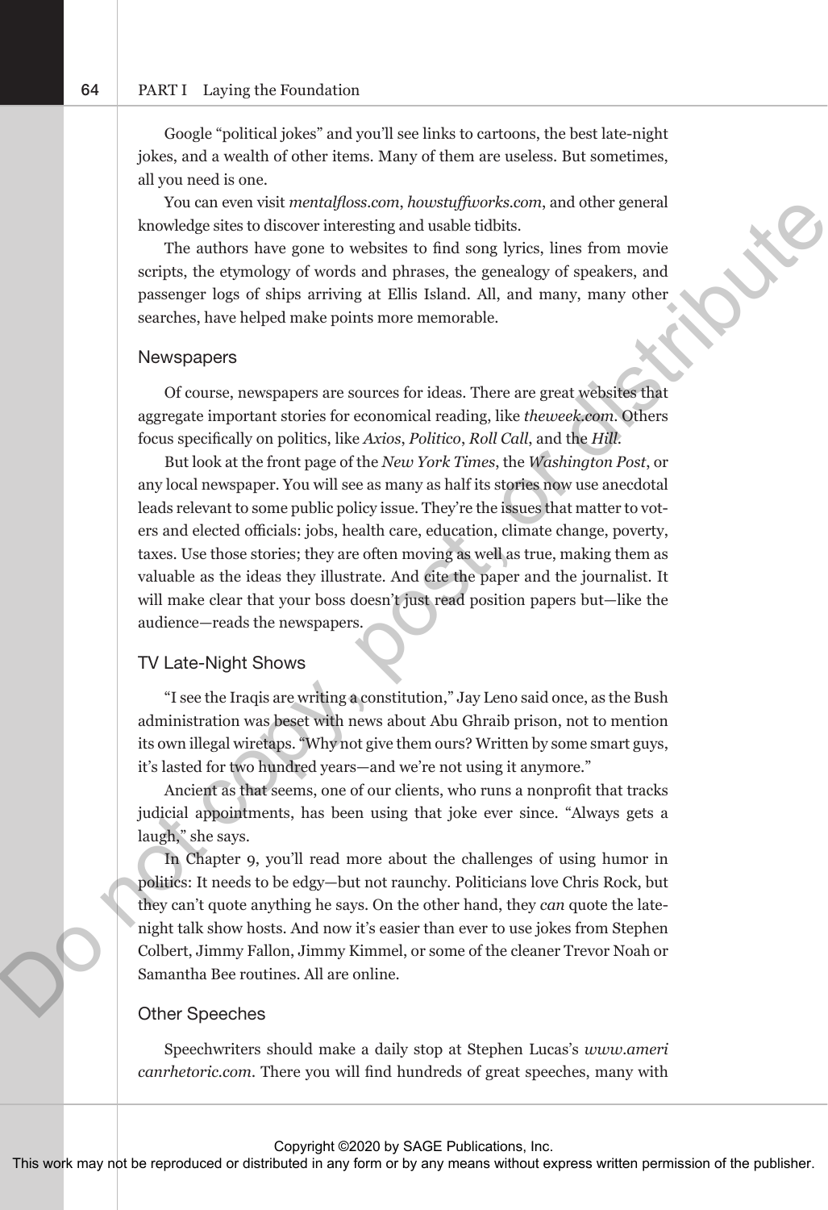Google "political jokes" and you'll see links to cartoons, the best late-night jokes, and a wealth of other items. Many of them are useless. But sometimes, all you need is one.

You can even visit *mentalfloss.com*, *howstuffworks.com*, and other general knowledge sites to discover interesting and usable tidbits.

The authors have gone to websites to find song lyrics, lines from movie scripts, the etymology of words and phrases, the genealogy of speakers, and passenger logs of ships arriving at Ellis Island. All, and many, many other searches, have helped make points more memorable.

### Newspapers

Of course, newspapers are sources for ideas. There are great websites that aggregate important stories for economical reading, like *theweek.com*. Others focus specifically on politics, like *Axios*, *Politico*, *Roll Call*, and the *Hill*.

But look at the front page of the *New York Times*, the *Washington Post*, or any local newspaper. You will see as many as half its stories now use anecdotal leads relevant to some public policy issue. They're the issues that matter to voters and elected officials: jobs, health care, education, climate change, poverty, taxes. Use those stories; they are often moving as well as true, making them as valuable as the ideas they illustrate. And cite the paper and the journalist. It will make clear that your boss doesn't just read position papers but—like the audience—reads the newspapers.

### TV Late-Night Shows

"I see the Iraqis are writing a constitution," Jay Leno said once, as the Bush administration was beset with news about Abu Ghraib prison, not to mention its own illegal wiretaps. "Why not give them ours? Written by some smart guys, it's lasted for two hundred years—and we're not using it anymore."

Ancient as that seems, one of our clients, who runs a nonprofit that tracks judicial appointments, has been using that joke ever since. "Always gets a laugh," she says.

In Chapter 9, you'll read more about the challenges of using humor in politics: It needs to be edgy—but not raunchy. Politicians love Chris Rock, but they can't quote anything he says. On the other hand, they *can* quote the late-night talk show hosts. And now it's easier than ever to use jokes from Stephen Colbert, Jimmy Fallon, Jimmy Kimmel, or some of the cleaner Trevor Noah or Samantha Bee routines. All are online.

### Other Speeches

Speechwriters should make a daily stop at Stephen Lucas's *www.americanrhetoric.com*. There you will find hundreds of great speeches, many with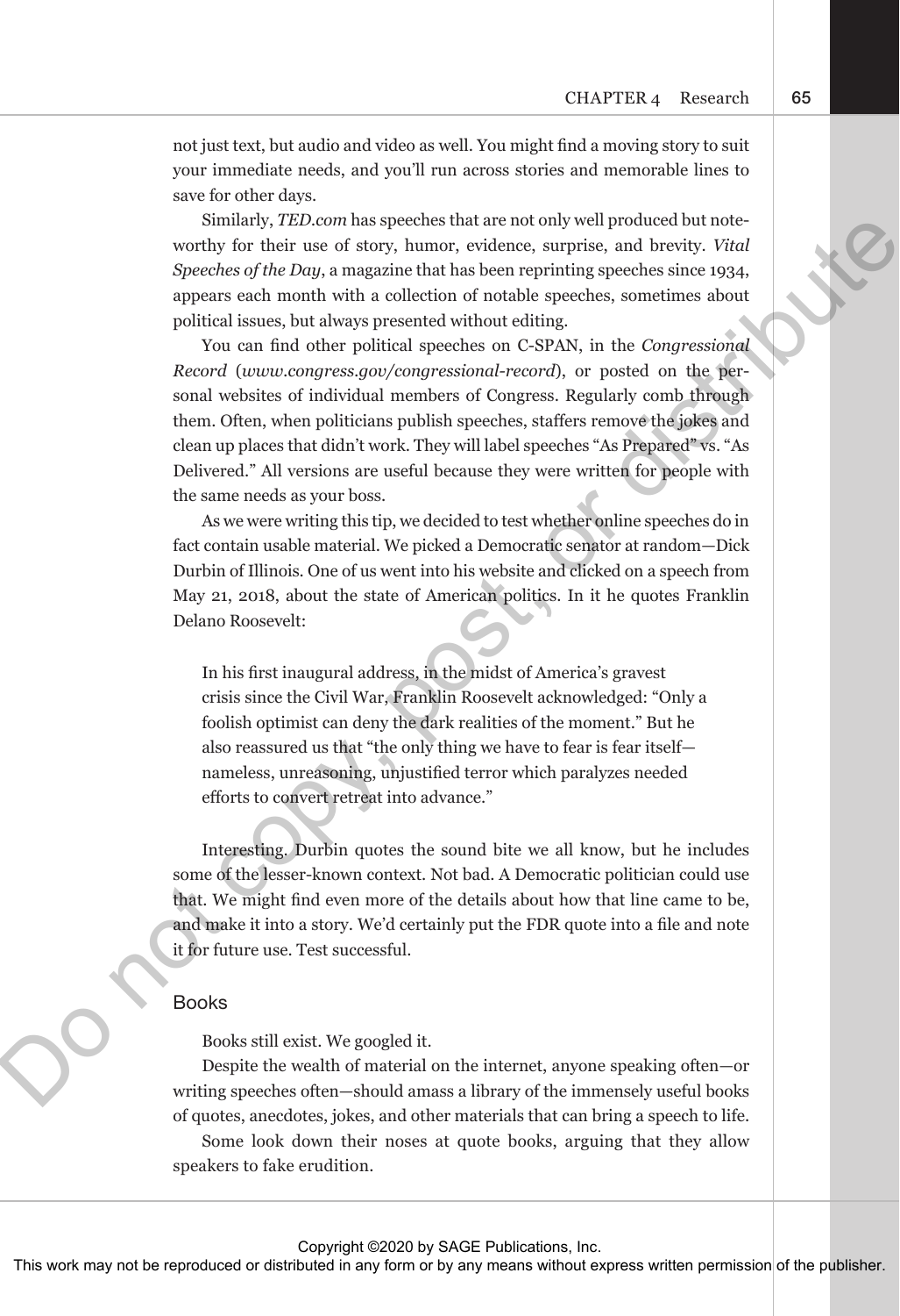not just text, but audio and video as well. You might find a moving story to suit your immediate needs, and you'll run across stories and memorable lines to save for other days.

Similarly, *TED.com* has speeches that are not only well produced but noteworthy for their use of story, humor, evidence, surprise, and brevity. *Vital Speeches of the Day*, a magazine that has been reprinting speeches since 1934, appears each month with a collection of notable speeches, sometimes about political issues, but always presented without editing.

You can find other political speeches on C-SPAN, in the *Congressional Record* (*www.congress.gov/congressional-record*), or posted on the personal websites of individual members of Congress. Regularly comb through them. Often, when politicians publish speeches, staffers remove the jokes and clean up places that didn't work. They will label speeches "As Prepared" vs. "As Delivered." All versions are useful because they were written for people with the same needs as your boss.

As we were writing this tip, we decided to test whether online speeches do in fact contain usable material. We picked a Democratic senator at random—Dick Durbin of Illinois. One of us went into his website and clicked on a speech from May 21, 2018, about the state of American politics. In it he quotes Franklin Delano Roosevelt:

> In his first inaugural address, in the midst of America's gravest crisis since the Civil War, Franklin Roosevelt acknowledged: "Only a foolish optimist can deny the dark realities of the moment." But he also reassured us that "the only thing we have to fear is fear itself—nameless, unreasoning, unjustified terror which paralyzes needed efforts to convert retreat into advance."

Interesting. Durbin quotes the sound bite we all know, but he includes some of the lesser-known context. Not bad. A Democratic politician could use that. We might find even more of the details about how that line came to be, and make it into a story. We'd certainly put the FDR quote into a file and note it for future use. Test successful.

## Books

Books still exist. We googled it.

Despite the wealth of material on the internet, anyone speaking often—or writing speeches often—should amass a library of the immensely useful books of quotes, anecdotes, jokes, and other materials that can bring a speech to life.

Some look down their noses at quote books, arguing that they allow speakers to fake erudition.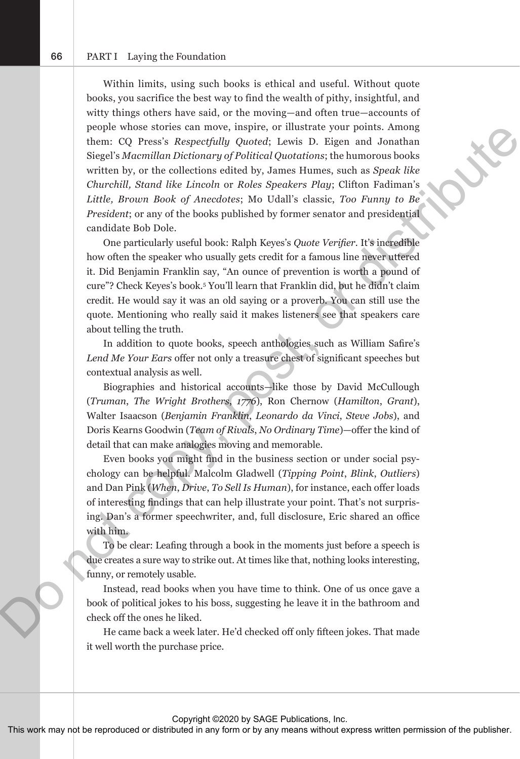Within limits, using such books is ethical and useful. Without quote books, you sacrifice the best way to find the wealth of pithy, insightful, and witty things others have said, or the moving—and often true—accounts of people whose stories can move, inspire, or illustrate your points. Among them: CQ Press's *Respectfully Quoted*; Lewis D. Eigen and Jonathan Siegel's *Macmillan Dictionary of Political Quotations*; the humorous books written by, or the collections edited by, James Humes, such as *Speak like Churchill, Stand like Lincoln* or *Roles Speakers Play*; Clifton Fadiman's *Little, Brown Book of Anecdotes*; Mo Udall's classic, *Too Funny to Be President*; or any of the books published by former senator and presidential candidate Bob Dole.

One particularly useful book: Ralph Keyes's *Quote Verifier*. It's incredible how often the speaker who usually gets credit for a famous line never uttered it. Did Benjamin Franklin say, "An ounce of prevention is worth a pound of cure"? Check Keyes's book.[5] You'll learn that Franklin did, but he didn't claim credit. He would say it was an old saying or a proverb. You can still use the quote. Mentioning who really said it makes listeners see that speakers care about telling the truth.

In addition to quote books, speech anthologies such as William Safire's *Lend Me Your Ears* offer not only a treasure chest of significant speeches but contextual analysis as well.

Biographies and historical accounts—like those by David McCullough (*Truman*, *The Wright Brothers*, *1776*), Ron Chernow (*Hamilton*, *Grant*), Walter Isaacson (*Benjamin Franklin*, *Leonardo da Vinci*, *Steve Jobs*), and Doris Kearns Goodwin (*Team of Rivals*, *No Ordinary Time*)—offer the kind of detail that can make analogies moving and memorable.

Even books you might find in the business section or under social psychology can be helpful. Malcolm Gladwell (*Tipping Point*, *Blink*, *Outliers*) and Dan Pink (*When*, *Drive*, *To Sell Is Human*), for instance, each offer loads of interesting findings that can help illustrate your point. That's not surprising. Dan's a former speechwriter, and, full disclosure, Eric shared an office with him.

To be clear: Leafing through a book in the moments just before a speech is due creates a sure way to strike out. At times like that, nothing looks interesting, funny, or remotely usable.

Instead, read books when you have time to think. One of us once gave a book of political jokes to his boss, suggesting he leave it in the bathroom and check off the ones he liked.

He came back a week later. He'd checked off only fifteen jokes. That made it well worth the purchase price.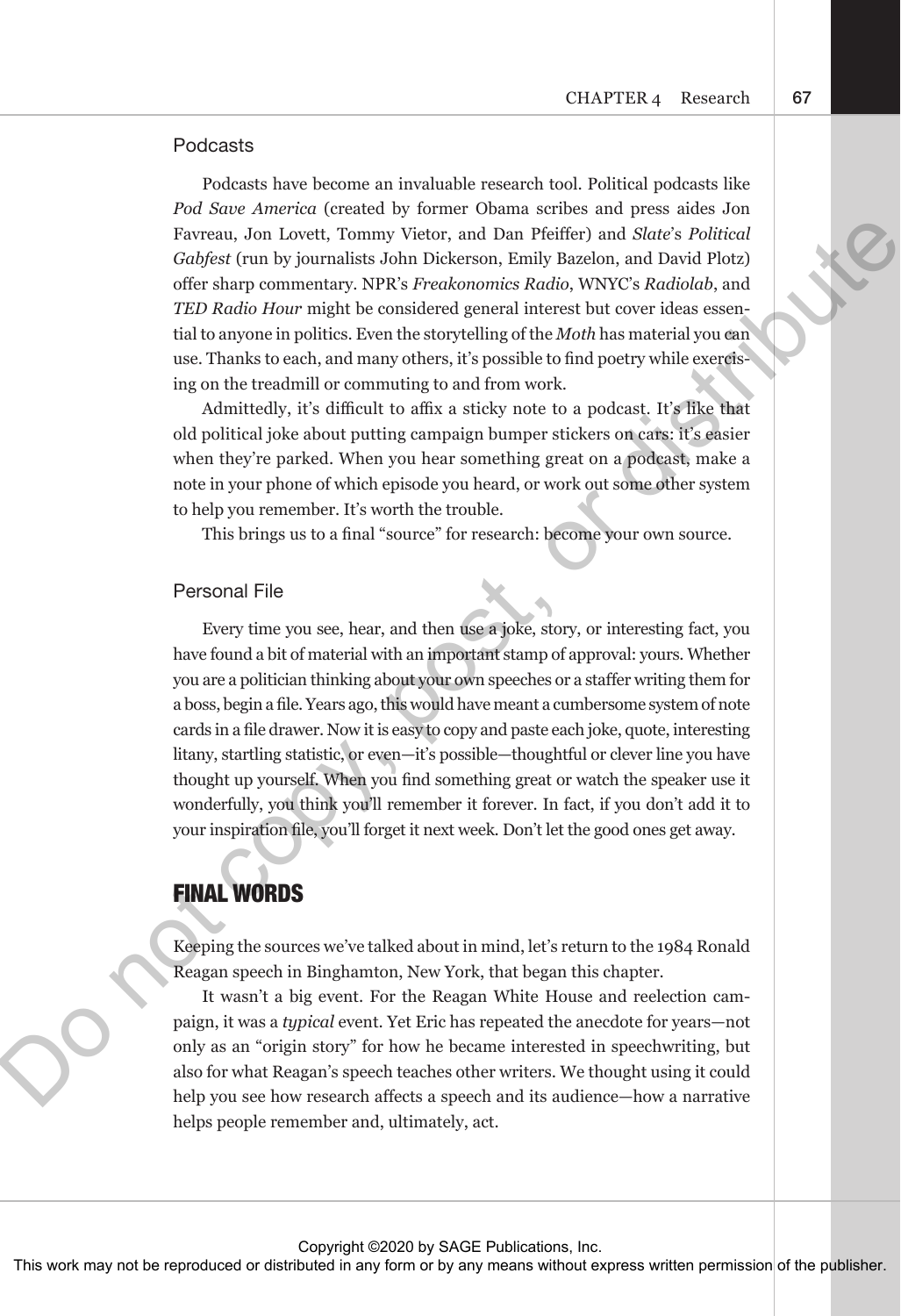### Podcasts

Podcasts have become an invaluable research tool. Political podcasts like *Pod Save America* (created by former Obama scribes and press aides Jon Favreau, Jon Lovett, Tommy Vietor, and Dan Pfeiffer) and *Slate*'s *Political Gabfest* (run by journalists John Dickerson, Emily Bazelon, and David Plotz) offer sharp commentary. NPR's *Freakonomics Radio*, WNYC's *Radiolab*, and *TED Radio Hour* might be considered general interest but cover ideas essential to anyone in politics. Even the storytelling of the *Moth* has material you can use. Thanks to each, and many others, it's possible to find poetry while exercising on the treadmill or commuting to and from work.

Admittedly, it's difficult to affix a sticky note to a podcast. It's like that old political joke about putting campaign bumper stickers on cars: it's easier when they're parked. When you hear something great on a podcast, make a note in your phone of which episode you heard, or work out some other system to help you remember. It's worth the trouble.

This brings us to a final "source" for research: become your own source.

### Personal File

Every time you see, hear, and then use a joke, story, or interesting fact, you have found a bit of material with an important stamp of approval: yours. Whether you are a politician thinking about your own speeches or a staffer writing them for a boss, begin a file. Years ago, this would have meant a cumbersome system of note cards in a file drawer. Now it is easy to copy and paste each joke, quote, interesting litany, startling statistic, or even—it's possible—thoughtful or clever line you have thought up yourself. When you find something great or watch the speaker use it wonderfully, you think you'll remember it forever. In fact, if you don't add it to your inspiration file, you'll forget it next week. Don't let the good ones get away.

## FINAL WORDS

Keeping the sources we've talked about in mind, let's return to the 1984 Ronald Reagan speech in Binghamton, New York, that began this chapter.

It wasn't a big event. For the Reagan White House and reelection campaign, it was a *typical* event. Yet Eric has repeated the anecdote for years—not only as an "origin story" for how he became interested in speechwriting, but also for what Reagan's speech teaches other writers. We thought using it could help you see how research affects a speech and its audience—how a narrative helps people remember and, ultimately, act.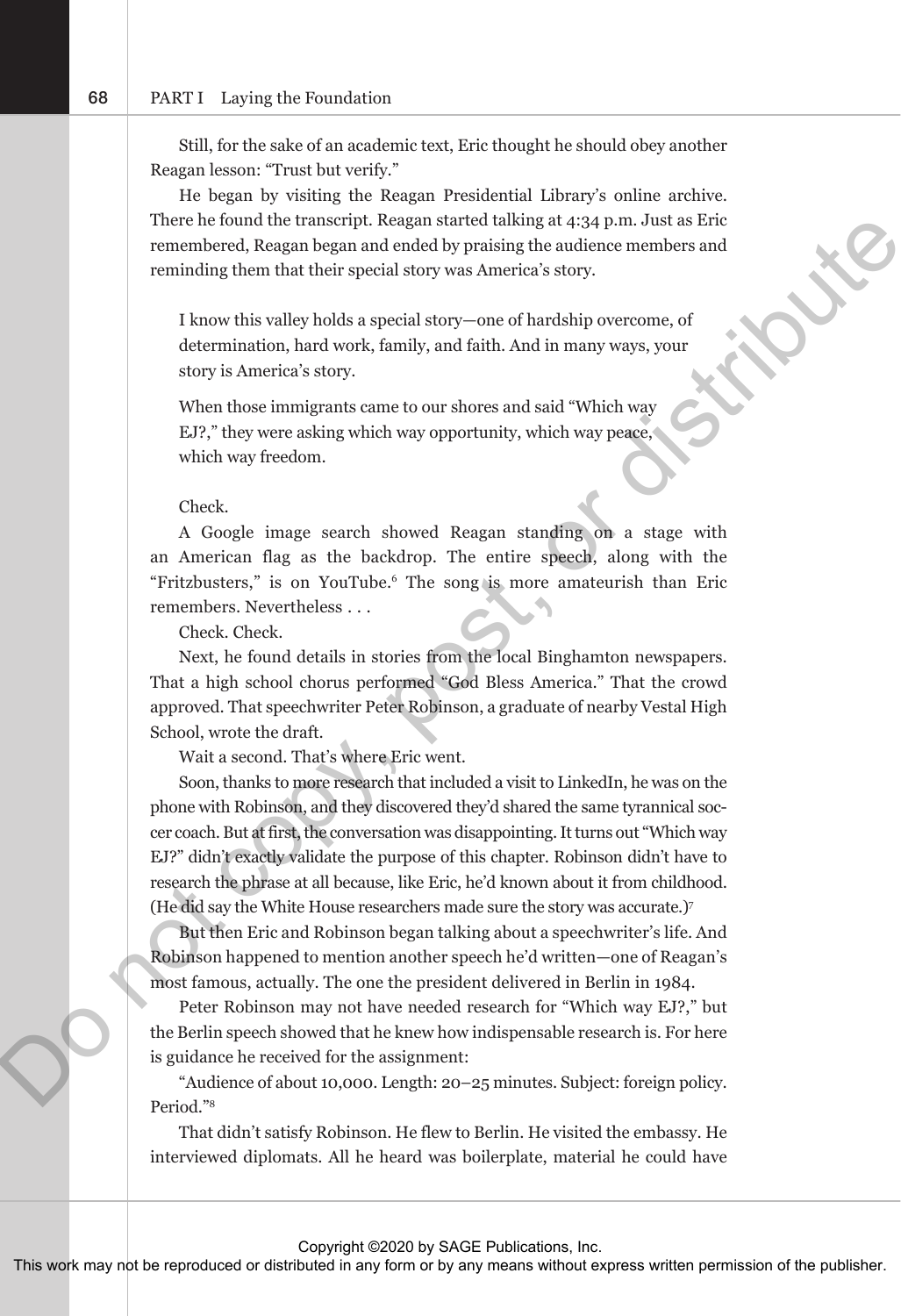Still, for the sake of an academic text, Eric thought he should obey another Reagan lesson: "Trust but verify."

He began by visiting the Reagan Presidential Library's online archive. There he found the transcript. Reagan started talking at 4:34 p.m. Just as Eric remembered, Reagan began and ended by praising the audience members and reminding them that their special story was America's story.

> I know this valley holds a special story—one of hardship overcome, of determination, hard work, family, and faith. And in many ways, your story is America's story.
>
> When those immigrants came to our shores and said "Which way EJ?," they were asking which way opportunity, which way peace, which way freedom.

Check.

A Google image search showed Reagan standing on a stage with an American flag as the backdrop. The entire speech, along with the "Fritzbusters," is on YouTube.[6] The song is more amateurish than Eric remembers. Nevertheless . . .

Check. Check.

Next, he found details in stories from the local Binghamton newspapers. That a high school chorus performed "God Bless America." That the crowd approved. That speechwriter Peter Robinson, a graduate of nearby Vestal High School, wrote the draft.

Wait a second. That's where Eric went.

Soon, thanks to more research that included a visit to LinkedIn, he was on the phone with Robinson, and they discovered they'd shared the same tyrannical soccer coach. But at first, the conversation was disappointing. It turns out "Which way EJ?" didn't exactly validate the purpose of this chapter. Robinson didn't have to research the phrase at all because, like Eric, he'd known about it from childhood. (He did say the White House researchers made sure the story was accurate.)[7]

But then Eric and Robinson began talking about a speechwriter's life. And Robinson happened to mention another speech he'd written—one of Reagan's most famous, actually. The one the president delivered in Berlin in 1984.

Peter Robinson may not have needed research for "Which way EJ?," but the Berlin speech showed that he knew how indispensable research is. For here is guidance he received for the assignment:

"Audience of about 10,000. Length: 20–25 minutes. Subject: foreign policy. Period."[8]

That didn't satisfy Robinson. He flew to Berlin. He visited the embassy. He interviewed diplomats. All he heard was boilerplate, material he could have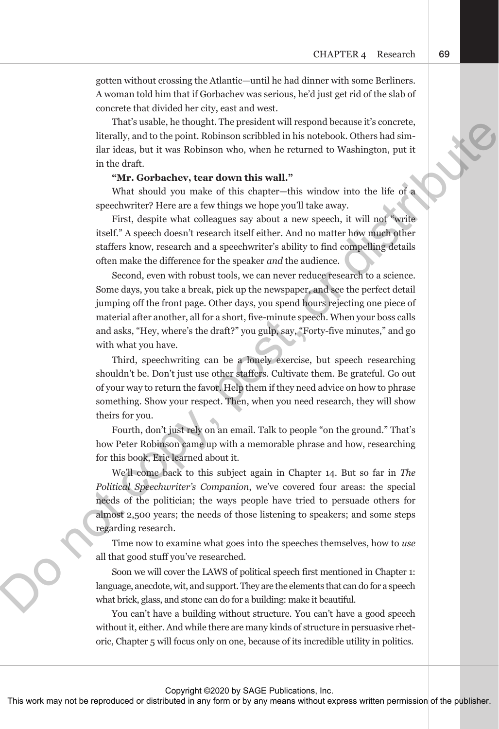gotten without crossing the Atlantic—until he had dinner with some Berliners. A woman told him that if Gorbachev was serious, he'd just get rid of the slab of concrete that divided her city, east and west.

That's usable, he thought. The president will respond because it's concrete, literally, and to the point. Robinson scribbled in his notebook. Others had similar ideas, but it was Robinson who, when he returned to Washington, put it in the draft.

**"Mr. Gorbachev, tear down this wall."**

What should you make of this chapter—this window into the life of a speechwriter? Here are a few things we hope you'll take away.

First, despite what colleagues say about a new speech, it will not "write itself." A speech doesn't research itself either. And no matter how much other staffers know, research and a speechwriter's ability to find compelling details often make the difference for the speaker *and* the audience.

Second, even with robust tools, we can never reduce research to a science. Some days, you take a break, pick up the newspaper, and see the perfect detail jumping off the front page. Other days, you spend hours rejecting one piece of material after another, all for a short, five-minute speech. When your boss calls and asks, "Hey, where's the draft?" you gulp, say, "Forty-five minutes," and go with what you have.

Third, speechwriting can be a lonely exercise, but speech researching shouldn't be. Don't just use other staffers. Cultivate them. Be grateful. Go out of your way to return the favor. Help them if they need advice on how to phrase something. Show your respect. Then, when you need research, they will show theirs for you.

Fourth, don't just rely on an email. Talk to people "on the ground." That's how Peter Robinson came up with a memorable phrase and how, researching for this book, Eric learned about it.

We'll come back to this subject again in Chapter 14. But so far in *The Political Speechwriter's Companion*, we've covered four areas: the special needs of the politician; the ways people have tried to persuade others for almost 2,500 years; the needs of those listening to speakers; and some steps regarding research.

Time now to examine what goes into the speeches themselves, how to *use* all that good stuff you've researched.

Soon we will cover the LAWS of political speech first mentioned in Chapter 1: language, anecdote, wit, and support. They are the elements that can do for a speech what brick, glass, and stone can do for a building: make it beautiful.

You can't have a building without structure. You can't have a good speech without it, either. And while there are many kinds of structure in persuasive rhetoric, Chapter 5 will focus only on one, because of its incredible utility in politics.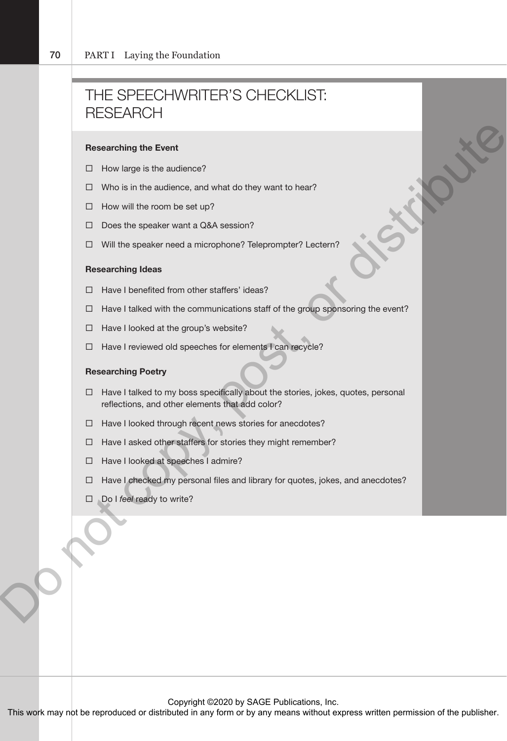# THE SPEECHWRITER'S CHECKLIST: RESEARCH

**Researching the Event**

- ☐ How large is the audience?
- ☐ Who is in the audience, and what do they want to hear?
- ☐ How will the room be set up?
- ☐ Does the speaker want a Q&A session?
- ☐ Will the speaker need a microphone? Teleprompter? Lectern?

**Researching Ideas**

- ☐ Have I benefited from other staffers' ideas?
- ☐ Have I talked with the communications staff of the group sponsoring the event?
- ☐ Have I looked at the group's website?
- ☐ Have I reviewed old speeches for elements I can recycle?

**Researching Poetry**

- ☐ Have I talked to my boss specifically about the stories, jokes, quotes, personal reflections, and other elements that add color?
- ☐ Have I looked through recent news stories for anecdotes?
- ☐ Have I asked other staffers for stories they might remember?
- ☐ Have I looked at speeches I admire?
- ☐ Have I checked my personal files and library for quotes, jokes, and anecdotes?
- ☐ Do I *feel* ready to write?